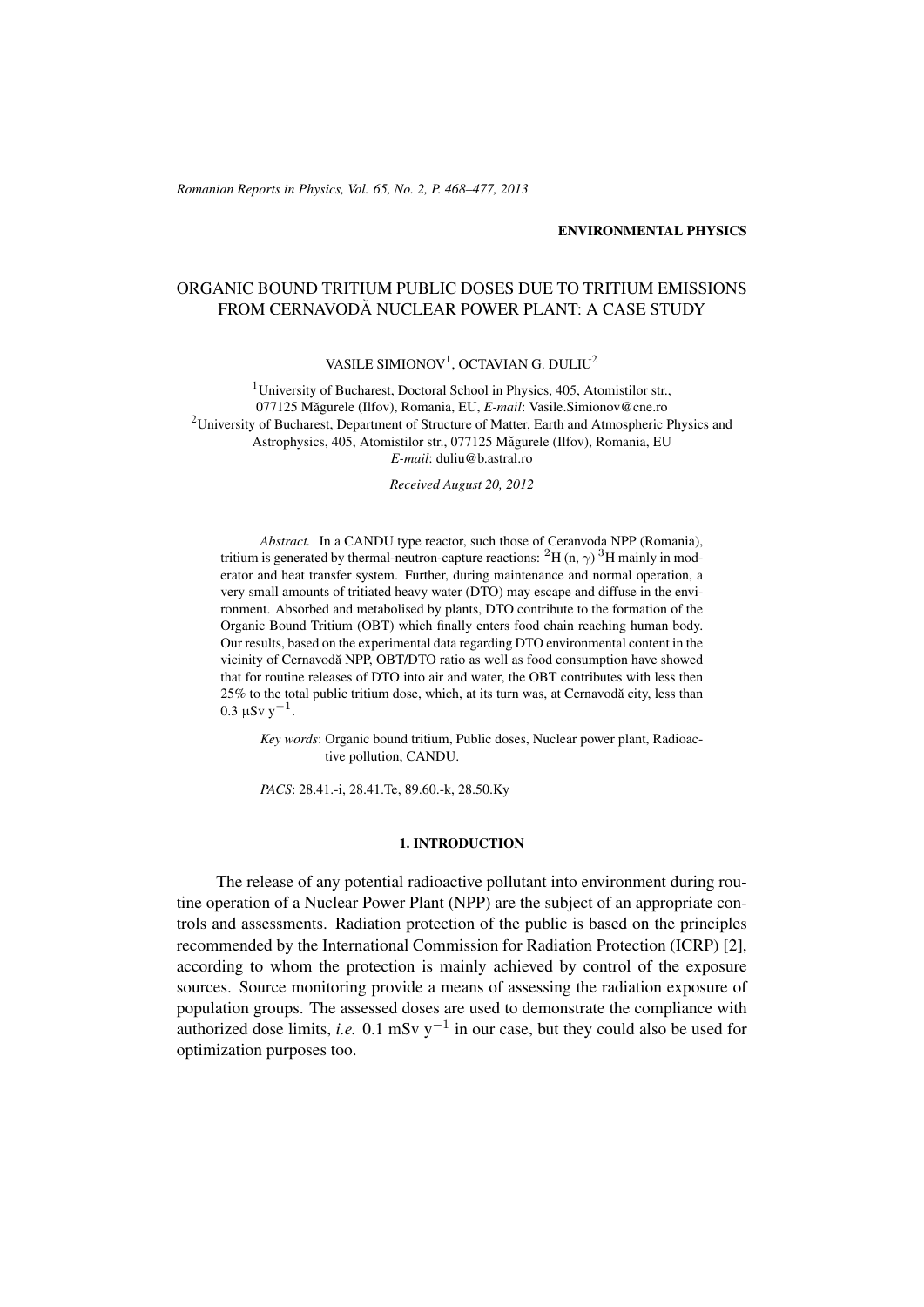ENVIRONMENTAL PHYSICS

# ORGANIC BOUND TRITIUM PUBLIC DOSES DUE TO TRITIUM EMISSIONS FROM CERNAVODĂ NUCLEAR POWER PLANT: A CASE STUDY

VASILE SIMIONOV[1], OCTAVIAN G. DULIU[2]

[1]University of Bucharest, Doctoral School in Physics, 405, Atomistilor str., 077125 Măgurele (Ilfov), Romania, EU, *E-mail*: Vasile.Simionov@cne.ro
[2]University of Bucharest, Department of Structure of Matter, Earth and Atmospheric Physics and Astrophysics, 405, Atomistilor str., 077125 Măgurele (Ilfov), Romania, EU
*E-mail*: duliu@b.astral.ro

*Received August 20, 2012*

*Abstract.* In a CANDU type reactor, such those of Ceranvoda NPP (Romania), tritium is generated by thermal-neutron-capture reactions: $^{2}$H (n, $\gamma$) $^{3}$H mainly in moderator and heat transfer system. Further, during maintenance and normal operation, a very small amounts of tritiated heavy water (DTO) may escape and diffuse in the environment. Absorbed and metabolised by plants, DTO contribute to the formation of the Organic Bound Tritium (OBT) which finally enters food chain reaching human body. Our results, based on the experimental data regarding DTO environmental content in the vicinity of Cernavodă NPP, OBT/DTO ratio as well as food consumption have showed that for routine releases of DTO into air and water, the OBT contributes with less then 25% to the total public tritium dose, which, at its turn was, at Cernavodă city, less than 0.3 $\mu$Sv y$^{-1}$.

*Key words*: Organic bound tritium, Public doses, Nuclear power plant, Radioactive pollution, CANDU.

*PACS*: 28.41.-i, 28.41.Te, 89.60.-k, 28.50.Ky

## 1. INTRODUCTION

The release of any potential radioactive pollutant into environment during routine operation of a Nuclear Power Plant (NPP) are the subject of an appropriate controls and assessments. Radiation protection of the public is based on the principles recommended by the International Commission for Radiation Protection (ICRP) [2], according to whom the protection is mainly achieved by control of the exposure sources. Source monitoring provide a means of assessing the radiation exposure of population groups. The assessed doses are used to demonstrate the compliance with authorized dose limits, *i.e.* 0.1 mSv y$^{-1}$ in our case, but they could also be used for optimization purposes too.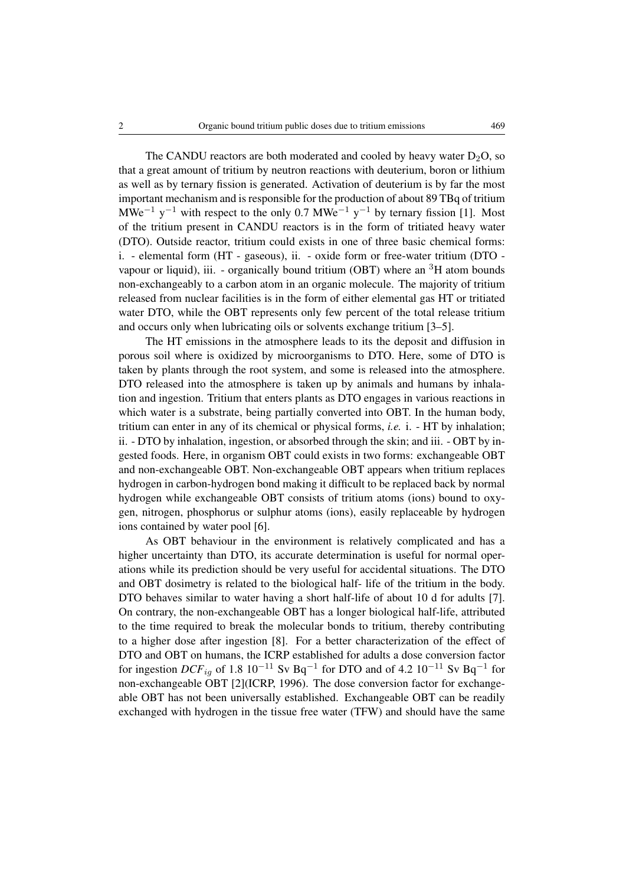The CANDU reactors are both moderated and cooled by heavy water $D_2O$, so that a great amount of tritium by neutron reactions with deuterium, boron or lithium as well as by ternary fission is generated. Activation of deuterium is by far the most important mechanism and is responsible for the production of about 89 TBq of tritium $MWe^{-1}$ $y^{-1}$ with respect to the only 0.7 $MWe^{-1}$ $y^{-1}$ by ternary fission [1]. Most of the tritium present in CANDU reactors is in the form of tritiated heavy water (DTO). Outside reactor, tritium could exists in one of three basic chemical forms: i. - elemental form (HT - gaseous), ii. - oxide form or free-water tritium (DTO - vapour or liquid), iii. - organically bound tritium (OBT) where an $^3H$ atom bounds non-exchangeably to a carbon atom in an organic molecule. The majority of tritium released from nuclear facilities is in the form of either elemental gas HT or tritiated water DTO, while the OBT represents only few percent of the total release tritium and occurs only when lubricating oils or solvents exchange tritium [3–5].

The HT emissions in the atmosphere leads to its the deposit and diffusion in porous soil where is oxidized by microorganisms to DTO. Here, some of DTO is taken by plants through the root system, and some is released into the atmosphere. DTO released into the atmosphere is taken up by animals and humans by inhalation and ingestion. Tritium that enters plants as DTO engages in various reactions in which water is a substrate, being partially converted into OBT. In the human body, tritium can enter in any of its chemical or physical forms, *i.e.* i. - HT by inhalation; ii. - DTO by inhalation, ingestion, or absorbed through the skin; and iii. - OBT by ingested foods. Here, in organism OBT could exists in two forms: exchangeable OBT and non-exchangeable OBT. Non-exchangeable OBT appears when tritium replaces hydrogen in carbon-hydrogen bond making it difficult to be replaced back by normal hydrogen while exchangeable OBT consists of tritium atoms (ions) bound to oxygen, nitrogen, phosphorus or sulphur atoms (ions), easily replaceable by hydrogen ions contained by water pool [6].

As OBT behaviour in the environment is relatively complicated and has a higher uncertainty than DTO, its accurate determination is useful for normal operations while its prediction should be very useful for accidental situations. The DTO and OBT dosimetry is related to the biological half- life of the tritium in the body. DTO behaves similar to water having a short half-life of about 10 d for adults [7]. On contrary, the non-exchangeable OBT has a longer biological half-life, attributed to the time required to break the molecular bonds to tritium, thereby contributing to a higher dose after ingestion [8]. For a better characterization of the effect of DTO and OBT on humans, the ICRP established for adults a dose conversion factor for ingestion $DCF_{ig}$ of 1.8 $10^{-11}$ Sv $Bq^{-1}$ for DTO and of 4.2 $10^{-11}$ Sv $Bq^{-1}$ for non-exchangeable OBT [2](ICRP, 1996). The dose conversion factor for exchangeable OBT has not been universally established. Exchangeable OBT can be readily exchanged with hydrogen in the tissue free water (TFW) and should have the same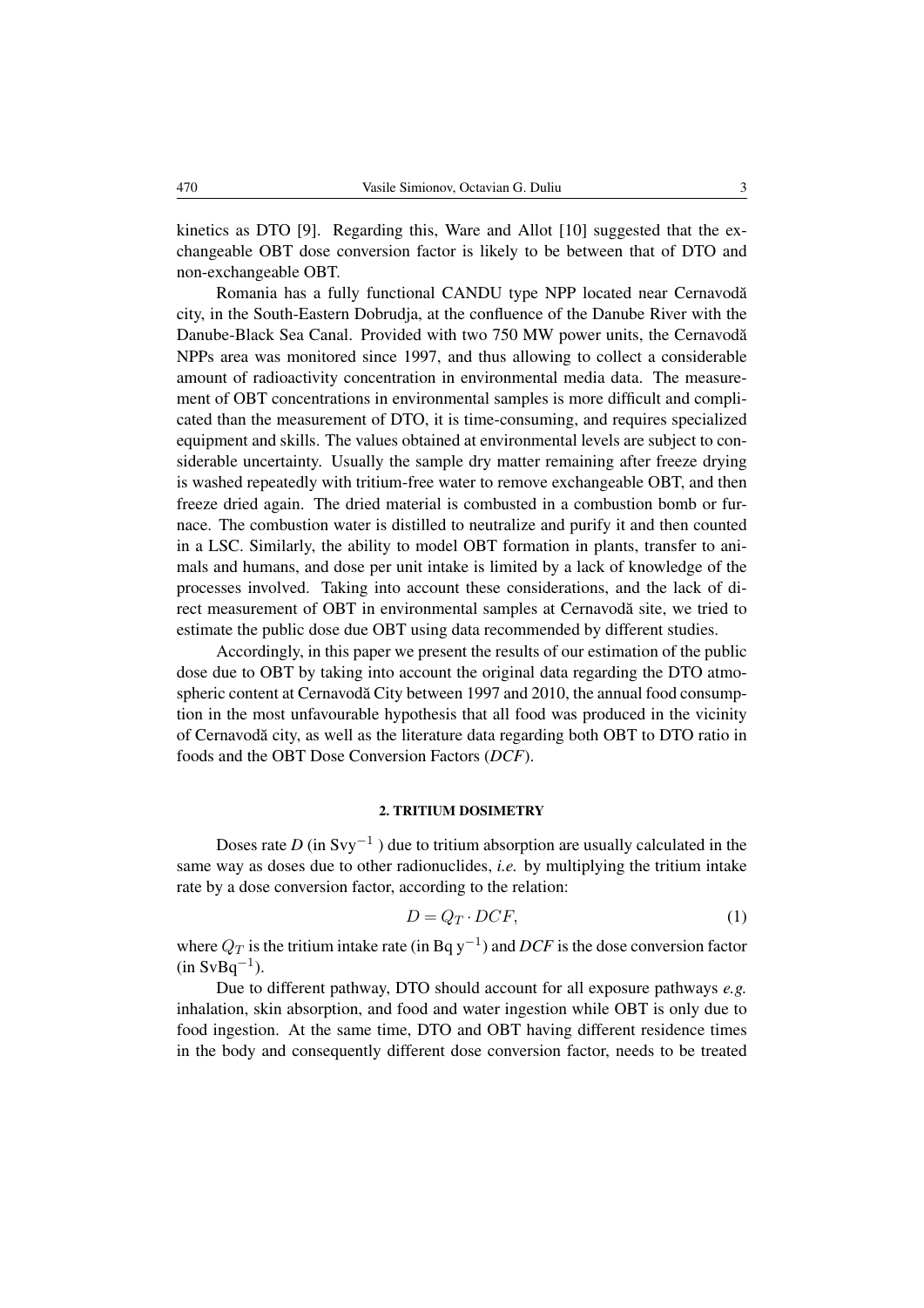kinetics as DTO [9]. Regarding this, Ware and Allot [10] suggested that the exchangeable OBT dose conversion factor is likely to be between that of DTO and non-exchangeable OBT.

Romania has a fully functional CANDU type NPP located near Cernavodă city, in the South-Eastern Dobrudja, at the confluence of the Danube River with the Danube-Black Sea Canal. Provided with two 750 MW power units, the Cernavodă NPPs area was monitored since 1997, and thus allowing to collect a considerable amount of radioactivity concentration in environmental media data. The measurement of OBT concentrations in environmental samples is more difficult and complicated than the measurement of DTO, it is time-consuming, and requires specialized equipment and skills. The values obtained at environmental levels are subject to considerable uncertainty. Usually the sample dry matter remaining after freeze drying is washed repeatedly with tritium-free water to remove exchangeable OBT, and then freeze dried again. The dried material is combusted in a combustion bomb or furnace. The combustion water is distilled to neutralize and purify it and then counted in a LSC. Similarly, the ability to model OBT formation in plants, transfer to animals and humans, and dose per unit intake is limited by a lack of knowledge of the processes involved. Taking into account these considerations, and the lack of direct measurement of OBT in environmental samples at Cernavodă site, we tried to estimate the public dose due OBT using data recommended by different studies.

Accordingly, in this paper we present the results of our estimation of the public dose due to OBT by taking into account the original data regarding the DTO atmospheric content at Cernavodă City between 1997 and 2010, the annual food consumption in the most unfavourable hypothesis that all food was produced in the vicinity of Cernavodă city, as well as the literature data regarding both OBT to DTO ratio in foods and the OBT Dose Conversion Factors (*DCF*).

## 2. TRITIUM DOSIMETRY

Doses rate $D$ (in $\text{Sv}\,\text{y}^{-1}$) due to tritium absorption are usually calculated in the same way as doses due to other radionuclides, *i.e.* by multiplying the tritium intake rate by a dose conversion factor, according to the relation:

$$D = Q_T \cdot DCF, \tag{1}$$

where $Q_T$ is the tritium intake rate (in $\text{Bq}\,\text{y}^{-1}$) and *DCF* is the dose conversion factor (in $\text{SvBq}^{-1}$).

Due to different pathway, DTO should account for all exposure pathways *e.g.* inhalation, skin absorption, and food and water ingestion while OBT is only due to food ingestion. At the same time, DTO and OBT having different residence times in the body and consequently different dose conversion factor, needs to be treated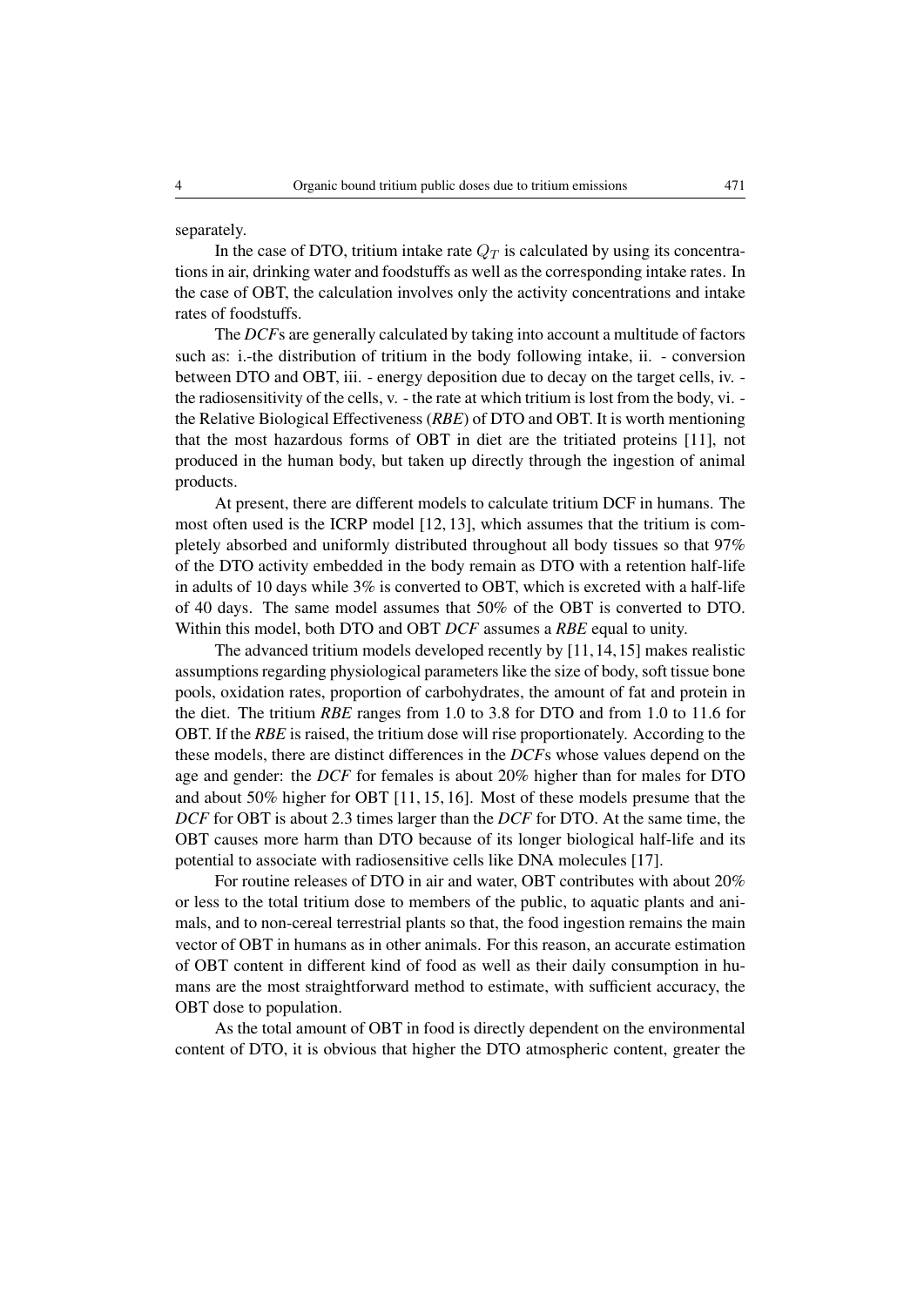separately.

In the case of DTO, tritium intake rate $Q_T$ is calculated by using its concentrations in air, drinking water and foodstuffs as well as the corresponding intake rates. In the case of OBT, the calculation involves only the activity concentrations and intake rates of foodstuffs.

The *DCF*s are generally calculated by taking into account a multitude of factors such as: i.-the distribution of tritium in the body following intake, ii. - conversion between DTO and OBT, iii. - energy deposition due to decay on the target cells, iv. - the radiosensitivity of the cells, v. - the rate at which tritium is lost from the body, vi. - the Relative Biological Effectiveness (*RBE*) of DTO and OBT. It is worth mentioning that the most hazardous forms of OBT in diet are the tritiated proteins [11], not produced in the human body, but taken up directly through the ingestion of animal products.

At present, there are different models to calculate tritium DCF in humans. The most often used is the ICRP model [12, 13], which assumes that the tritium is completely absorbed and uniformly distributed throughout all body tissues so that 97% of the DTO activity embedded in the body remain as DTO with a retention half-life in adults of 10 days while 3% is converted to OBT, which is excreted with a half-life of 40 days. The same model assumes that 50% of the OBT is converted to DTO. Within this model, both DTO and OBT *DCF* assumes a *RBE* equal to unity.

The advanced tritium models developed recently by [11, 14, 15] makes realistic assumptions regarding physiological parameters like the size of body, soft tissue bone pools, oxidation rates, proportion of carbohydrates, the amount of fat and protein in the diet. The tritium *RBE* ranges from 1.0 to 3.8 for DTO and from 1.0 to 11.6 for OBT. If the *RBE* is raised, the tritium dose will rise proportionately. According to the these models, there are distinct differences in the *DCF*s whose values depend on the age and gender: the *DCF* for females is about 20% higher than for males for DTO and about 50% higher for OBT [11, 15, 16]. Most of these models presume that the *DCF* for OBT is about 2.3 times larger than the *DCF* for DTO. At the same time, the OBT causes more harm than DTO because of its longer biological half-life and its potential to associate with radiosensitive cells like DNA molecules [17].

For routine releases of DTO in air and water, OBT contributes with about 20% or less to the total tritium dose to members of the public, to aquatic plants and animals, and to non-cereal terrestrial plants so that, the food ingestion remains the main vector of OBT in humans as in other animals. For this reason, an accurate estimation of OBT content in different kind of food as well as their daily consumption in humans are the most straightforward method to estimate, with sufficient accuracy, the OBT dose to population.

As the total amount of OBT in food is directly dependent on the environmental content of DTO, it is obvious that higher the DTO atmospheric content, greater the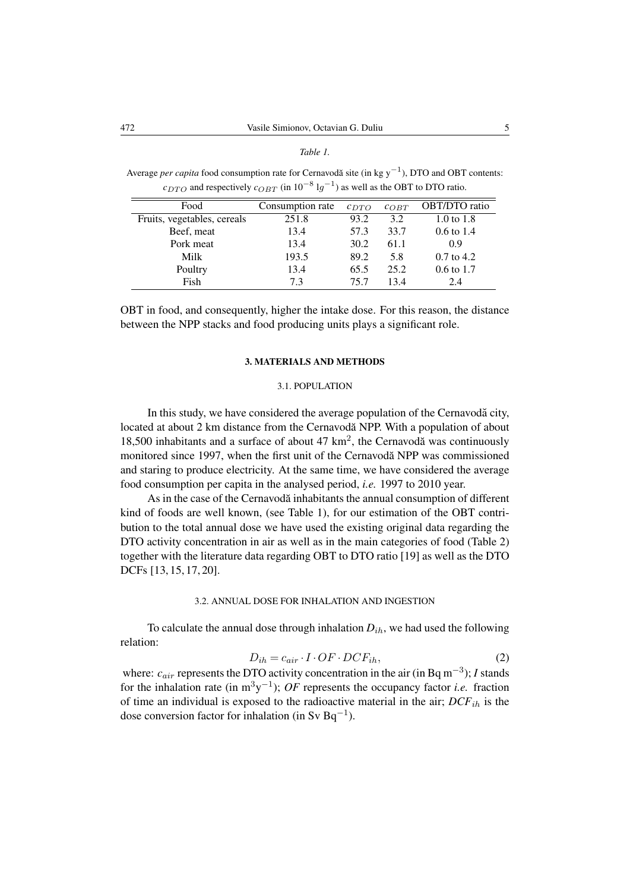*Table 1.*

Average *per capita* food consumption rate for Cernavodă site (in kg y$^{-1}$), DTO and OBT contents: $c_{DTO}$ and respectively $c_{OBT}$ (in $10^{-8}$ l$g^{-1}$) as well as the OBT to DTO ratio.

| Food | Consumption rate | $c_{DTO}$ | $c_{OBT}$ | OBT/DTO ratio |
|---|---|---|---|---|
| Fruits, vegetables, cereals | 251.8 | 93.2 | 3.2 | 1.0 to 1.8 |
| Beef, meat | 13.4 | 57.3 | 33.7 | 0.6 to 1.4 |
| Pork meat | 13.4 | 30.2 | 61.1 | 0.9 |
| Milk | 193.5 | 89.2 | 5.8 | 0.7 to 4.2 |
| Poultry | 13.4 | 65.5 | 25.2 | 0.6 to 1.7 |
| Fish | 7.3 | 75.7 | 13.4 | 2.4 |

OBT in food, and consequently, higher the intake dose. For this reason, the distance between the NPP stacks and food producing units plays a significant role.

## 3. MATERIALS AND METHODS

### 3.1. POPULATION

In this study, we have considered the average population of the Cernavodă city, located at about 2 km distance from the Cernavodă NPP. With a population of about 18,500 inhabitants and a surface of about 47 km$^2$, the Cernavodă was continuously monitored since 1997, when the first unit of the Cernavodă NPP was commissioned and staring to produce electricity. At the same time, we have considered the average food consumption per capita in the analysed period, *i.e.* 1997 to 2010 year.

As in the case of the Cernavodă inhabitants the annual consumption of different kind of foods are well known, (see Table 1), for our estimation of the OBT contribution to the total annual dose we have used the existing original data regarding the DTO activity concentration in air as well as in the main categories of food (Table 2) together with the literature data regarding OBT to DTO ratio [19] as well as the DTO DCFs [13, 15, 17, 20].

### 3.2. ANNUAL DOSE FOR INHALATION AND INGESTION

To calculate the annual dose through inhalation $D_{ih}$, we had used the following relation:

$$D_{ih} = c_{air} \cdot I \cdot OF \cdot DCF_{ih}, \tag{2}$$

where: $c_{air}$ represents the DTO activity concentration in the air (in Bq m$^{-3}$); $I$ stands for the inhalation rate (in m$^3$y$^{-1}$); $OF$ represents the occupancy factor *i.e.* fraction of time an individual is exposed to the radioactive material in the air; $DCF_{ih}$ is the dose conversion factor for inhalation (in Sv Bq$^{-1}$).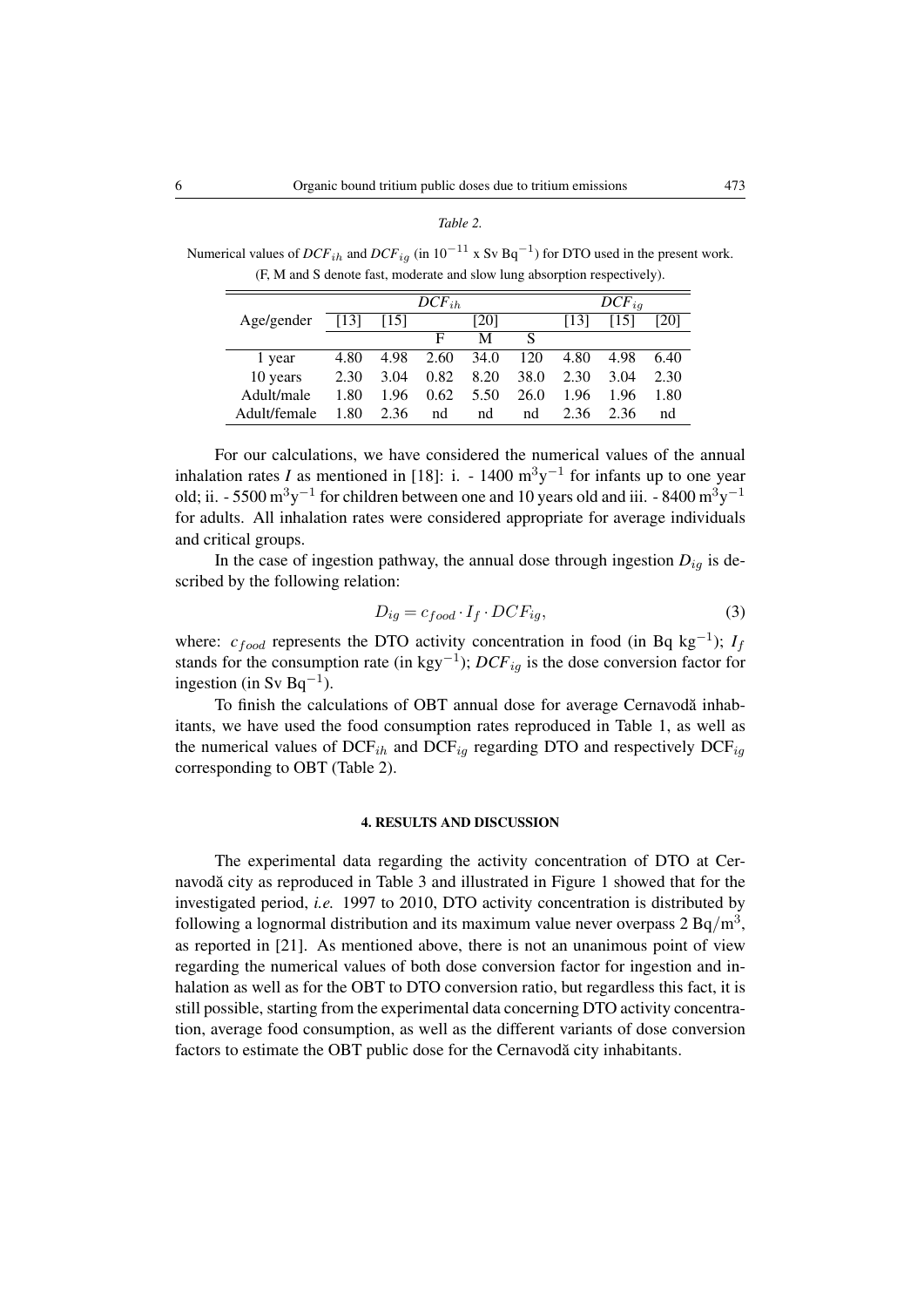*Table 2.*

Numerical values of $DCF_{ih}$ and $DCF_{ig}$ (in $10^{-11}$ x Sv $\text{Bq}^{-1}$) for DTO used in the present work. (F, M and S denote fast, moderate and slow lung absorption respectively).

| Age/gender | $DCF_{ih}$ | | | | | $DCF_{ig}$ | | |
|---|---|---|---|---|---|---|---|---|
| | [13] | [15] | [20] | | | [13] | [15] | [20] |
| | | | F | M | S | | | |
| 1 year | 4.80 | 4.98 | 2.60 | 34.0 | 120 | 4.80 | 4.98 | 6.40 |
| 10 years | 2.30 | 3.04 | 0.82 | 8.20 | 38.0 | 2.30 | 3.04 | 2.30 |
| Adult/male | 1.80 | 1.96 | 0.62 | 5.50 | 26.0 | 1.96 | 1.96 | 1.80 |
| Adult/female | 1.80 | 2.36 | nd | nd | nd | 2.36 | 2.36 | nd |

For our calculations, we have considered the numerical values of the annual inhalation rates $I$ as mentioned in [18]: i. - 1400 $\text{m}^3\text{y}^{-1}$ for infants up to one year old; ii. - 5500 $\text{m}^3\text{y}^{-1}$ for children between one and 10 years old and iii. - 8400 $\text{m}^3\text{y}^{-1}$ for adults. All inhalation rates were considered appropriate for average individuals and critical groups.

In the case of ingestion pathway, the annual dose through ingestion $D_{ig}$ is described by the following relation:

$$D_{ig} = c_{food} \cdot I_f \cdot DCF_{ig}, \tag{3}$$

where: $c_{food}$ represents the DTO activity concentration in food (in Bq $\text{kg}^{-1}$); $I_f$ stands for the consumption rate (in $\text{kgy}^{-1}$); $DCF_{ig}$ is the dose conversion factor for ingestion (in Sv $\text{Bq}^{-1}$).

To finish the calculations of OBT annual dose for average Cernavodă inhabitants, we have used the food consumption rates reproduced in Table 1, as well as the numerical values of $\text{DCF}_{ih}$ and $\text{DCF}_{ig}$ regarding DTO and respectively $\text{DCF}_{ig}$ corresponding to OBT (Table 2).

#### 4. RESULTS AND DISCUSSION

The experimental data regarding the activity concentration of DTO at Cernavodă city as reproduced in Table 3 and illustrated in Figure 1 showed that for the investigated period, *i.e.* 1997 to 2010, DTO activity concentration is distributed by following a lognormal distribution and its maximum value never overpass 2 $\text{Bq/m}^3$, as reported in [21]. As mentioned above, there is not an unanimous point of view regarding the numerical values of both dose conversion factor for ingestion and inhalation as well as for the OBT to DTO conversion ratio, but regardless this fact, it is still possible, starting from the experimental data concerning DTO activity concentration, average food consumption, as well as the different variants of dose conversion factors to estimate the OBT public dose for the Cernavodă city inhabitants.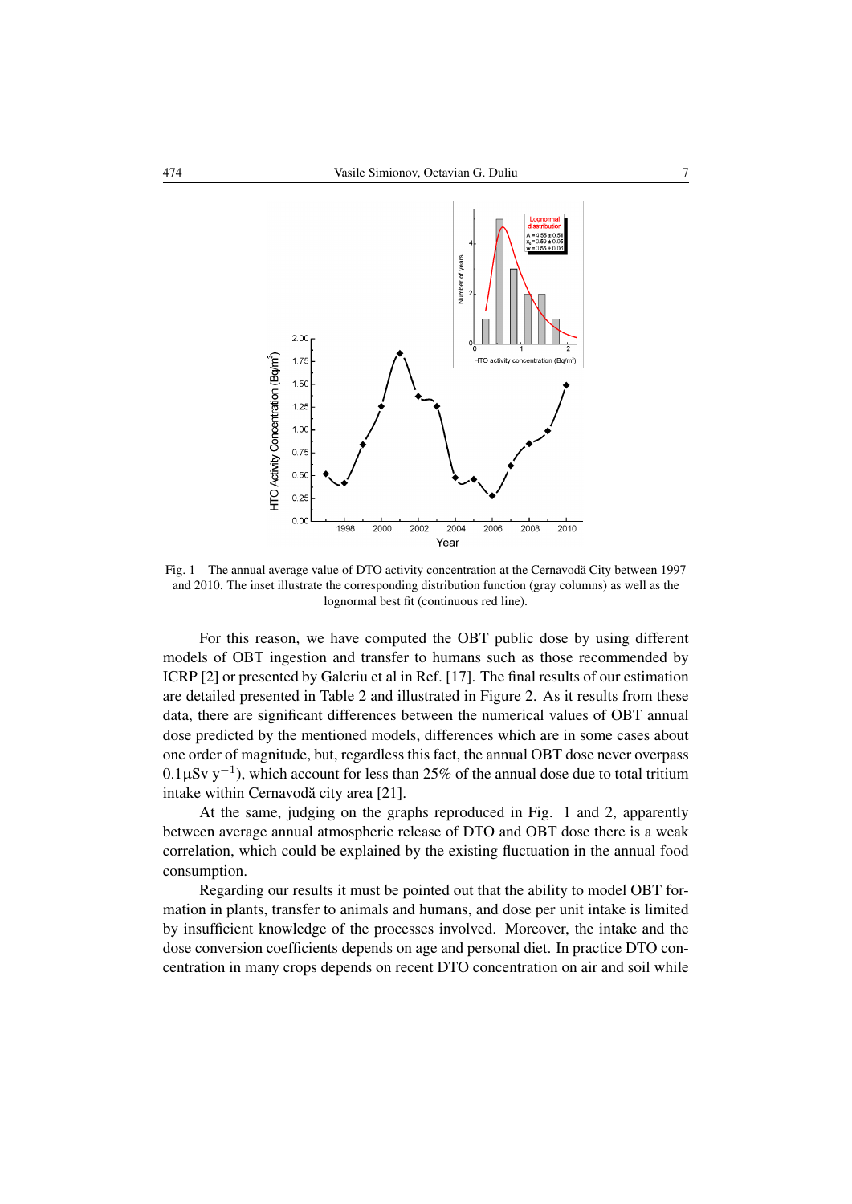Fig. 1 – The annual average value of DTO activity concentration at the Cernavodă City between 1997 and 2010. The inset illustrate the corresponding distribution function (gray columns) as well as the lognormal best fit (continuous red line).

For this reason, we have computed the OBT public dose by using different models of OBT ingestion and transfer to humans such as those recommended by ICRP [2] or presented by Galeriu et al in Ref. [17]. The final results of our estimation are detailed presented in Table 2 and illustrated in Figure 2. As it results from these data, there are significant differences between the numerical values of OBT annual dose predicted by the mentioned models, differences which are in some cases about one order of magnitude, but, regardless this fact, the annual OBT dose never overpass $0.1\mu$Sv y$^{-1}$), which account for less than 25% of the annual dose due to total tritium intake within Cernavodă city area [21].

At the same, judging on the graphs reproduced in Fig. 1 and 2, apparently between average annual atmospheric release of DTO and OBT dose there is a weak correlation, which could be explained by the existing fluctuation in the annual food consumption.

Regarding our results it must be pointed out that the ability to model OBT formation in plants, transfer to animals and humans, and dose per unit intake is limited by insufficient knowledge of the processes involved. Moreover, the intake and the dose conversion coefficients depends on age and personal diet. In practice DTO concentration in many crops depends on recent DTO concentration on air and soil while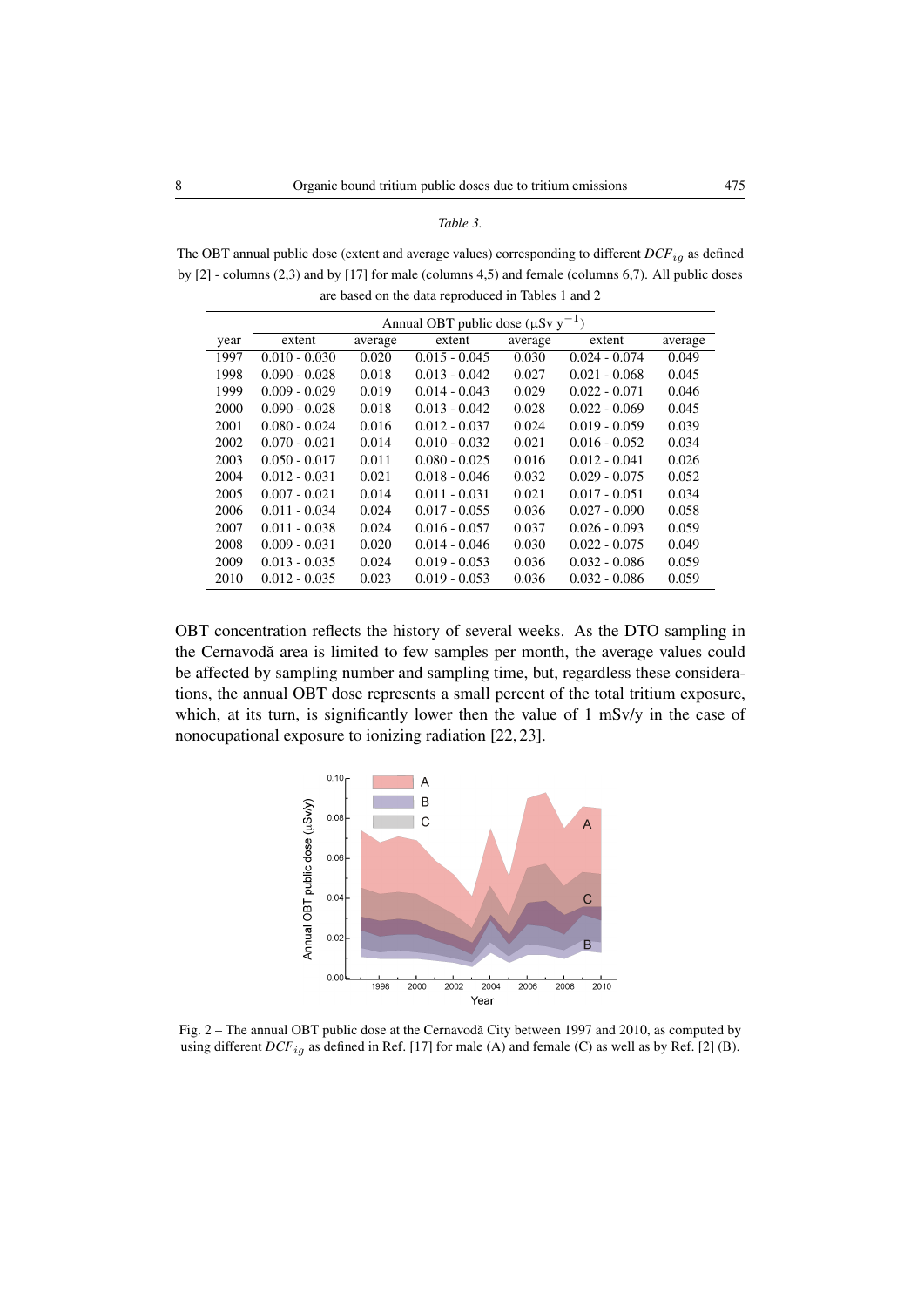*Table 3.*

The OBT annual public dose (extent and average values) corresponding to different $DCF_{ig}$ as defined by [2] - columns (2,3) and by [17] for male (columns 4,5) and female (columns 6,7). All public doses are based on the data reproduced in Tables 1 and 2

| | Annual OBT public dose (μSv y$^{-1}$) | | | | | |
|---|---|---|---|---|---|---|
| year | extent | average | extent | average | extent | average |
| 1997 | 0.010 - 0.030 | 0.020 | 0.015 - 0.045 | 0.030 | 0.024 - 0.074 | 0.049 |
| 1998 | 0.090 - 0.028 | 0.018 | 0.013 - 0.042 | 0.027 | 0.021 - 0.068 | 0.045 |
| 1999 | 0.009 - 0.029 | 0.019 | 0.014 - 0.043 | 0.029 | 0.022 - 0.071 | 0.046 |
| 2000 | 0.090 - 0.028 | 0.018 | 0.013 - 0.042 | 0.028 | 0.022 - 0.069 | 0.045 |
| 2001 | 0.080 - 0.024 | 0.016 | 0.012 - 0.037 | 0.024 | 0.019 - 0.059 | 0.039 |
| 2002 | 0.070 - 0.021 | 0.014 | 0.010 - 0.032 | 0.021 | 0.016 - 0.052 | 0.034 |
| 2003 | 0.050 - 0.017 | 0.011 | 0.080 - 0.025 | 0.016 | 0.012 - 0.041 | 0.026 |
| 2004 | 0.012 - 0.031 | 0.021 | 0.018 - 0.046 | 0.032 | 0.029 - 0.075 | 0.052 |
| 2005 | 0.007 - 0.021 | 0.014 | 0.011 - 0.031 | 0.021 | 0.017 - 0.051 | 0.034 |
| 2006 | 0.011 - 0.034 | 0.024 | 0.017 - 0.055 | 0.036 | 0.027 - 0.090 | 0.058 |
| 2007 | 0.011 - 0.038 | 0.024 | 0.016 - 0.057 | 0.037 | 0.026 - 0.093 | 0.059 |
| 2008 | 0.009 - 0.031 | 0.020 | 0.014 - 0.046 | 0.030 | 0.022 - 0.075 | 0.049 |
| 2009 | 0.013 - 0.035 | 0.024 | 0.019 - 0.053 | 0.036 | 0.032 - 0.086 | 0.059 |
| 2010 | 0.012 - 0.035 | 0.023 | 0.019 - 0.053 | 0.036 | 0.032 - 0.086 | 0.059 |

OBT concentration reflects the history of several weeks. As the DTO sampling in the Cernavodă area is limited to few samples per month, the average values could be affected by sampling number and sampling time, but, regardless these considerations, the annual OBT dose represents a small percent of the total tritium exposure, which, at its turn, is significantly lower then the value of 1 mSv/y in the case of nonocupational exposure to ionizing radiation [22, 23].

Fig. 2 – The annual OBT public dose at the Cernavodă City between 1997 and 2010, as computed by using different $DCF_{ig}$ as defined in Ref. [17] for male (A) and female (C) as well as by Ref. [2] (B).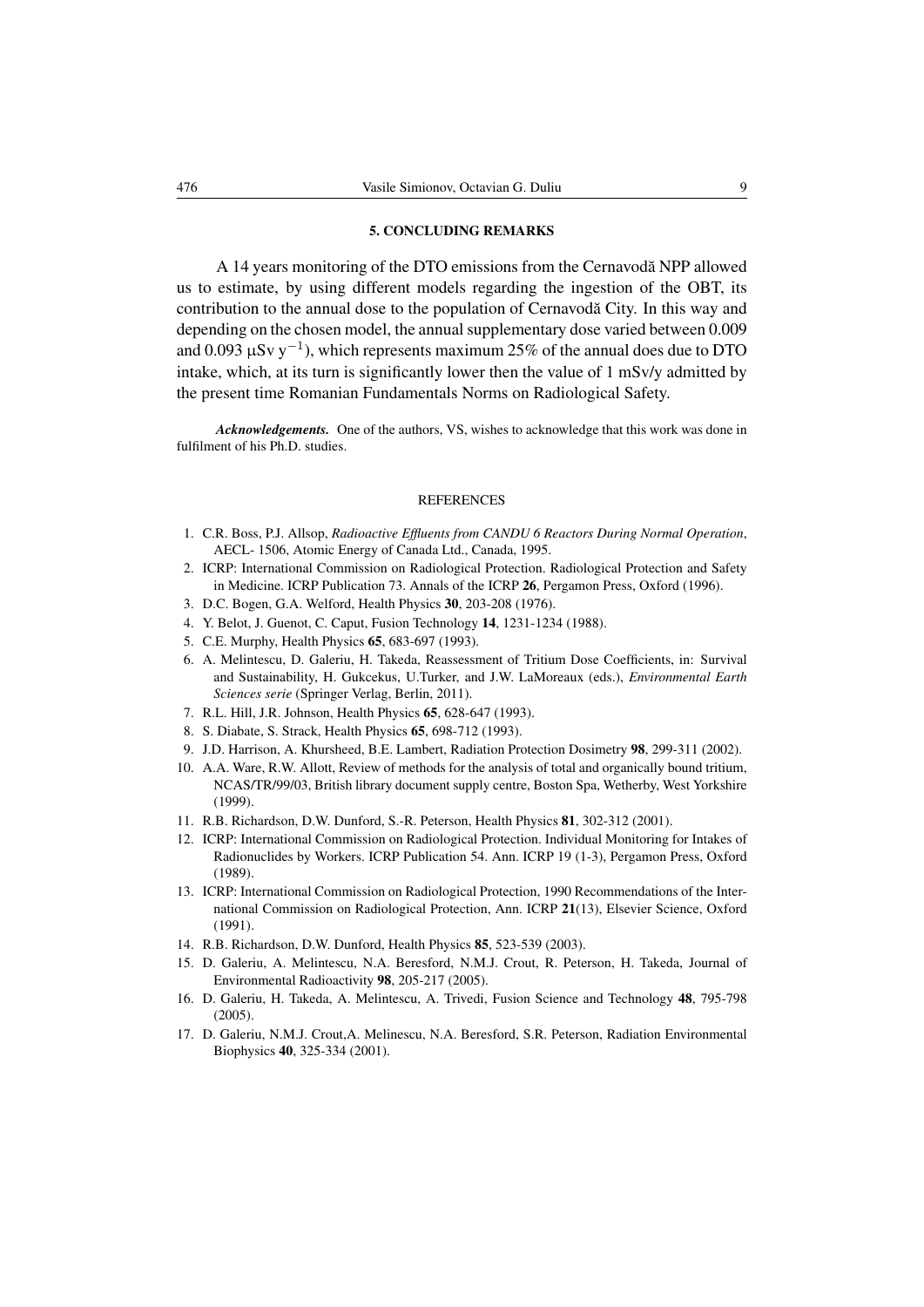## 5. CONCLUDING REMARKS

A 14 years monitoring of the DTO emissions from the Cernavodă NPP allowed us to estimate, by using different models regarding the ingestion of the OBT, its contribution to the annual dose to the population of Cernavodă City. In this way and depending on the chosen model, the annual supplementary dose varied between 0.009 and 0.093 $\mu$Sv $y^{-1}$), which represents maximum 25% of the annual does due to DTO intake, which, at its turn is significantly lower then the value of 1 mSv/y admitted by the present time Romanian Fundamentals Norms on Radiological Safety.

***Acknowledgements.*** One of the authors, VS, wishes to acknowledge that this work was done in fulfilment of his Ph.D. studies.

### REFERENCES

1. C.R. Boss, P.J. Allsop, *Radioactive Effluents from CANDU 6 Reactors During Normal Operation*, AECL- 1506, Atomic Energy of Canada Ltd., Canada, 1995.
2. ICRP: International Commission on Radiological Protection. Radiological Protection and Safety in Medicine. ICRP Publication 73. Annals of the ICRP **26**, Pergamon Press, Oxford (1996).
3. D.C. Bogen, G.A. Welford, Health Physics **30**, 203-208 (1976).
4. Y. Belot, J. Guenot, C. Caput, Fusion Technology **14**, 1231-1234 (1988).
5. C.E. Murphy, Health Physics **65**, 683-697 (1993).
6. A. Melintescu, D. Galeriu, H. Takeda, Reassessment of Tritium Dose Coefficients, in: Survival and Sustainability, H. Gukcekus, U.Turker, and J.W. LaMoreaux (eds.), *Environmental Earth Sciences serie* (Springer Verlag, Berlin, 2011).
7. R.L. Hill, J.R. Johnson, Health Physics **65**, 628-647 (1993).
8. S. Diabate, S. Strack, Health Physics **65**, 698-712 (1993).
9. J.D. Harrison, A. Khursheed, B.E. Lambert, Radiation Protection Dosimetry **98**, 299-311 (2002).
10. A.A. Ware, R.W. Allott, Review of methods for the analysis of total and organically bound tritium, NCAS/TR/99/03, British library document supply centre, Boston Spa, Wetherby, West Yorkshire (1999).
11. R.B. Richardson, D.W. Dunford, S.-R. Peterson, Health Physics **81**, 302-312 (2001).
12. ICRP: International Commission on Radiological Protection. Individual Monitoring for Intakes of Radionuclides by Workers. ICRP Publication 54. Ann. ICRP 19 (1-3), Pergamon Press, Oxford (1989).
13. ICRP: International Commission on Radiological Protection, 1990 Recommendations of the International Commission on Radiological Protection, Ann. ICRP **21**(13), Elsevier Science, Oxford (1991).
14. R.B. Richardson, D.W. Dunford, Health Physics **85**, 523-539 (2003).
15. D. Galeriu, A. Melintescu, N.A. Beresford, N.M.J. Crout, R. Peterson, H. Takeda, Journal of Environmental Radioactivity **98**, 205-217 (2005).
16. D. Galeriu, H. Takeda, A. Melintescu, A. Trivedi, Fusion Science and Technology **48**, 795-798 (2005).
17. D. Galeriu, N.M.J. Crout,A. Melinescu, N.A. Beresford, S.R. Peterson, Radiation Environmental Biophysics **40**, 325-334 (2001).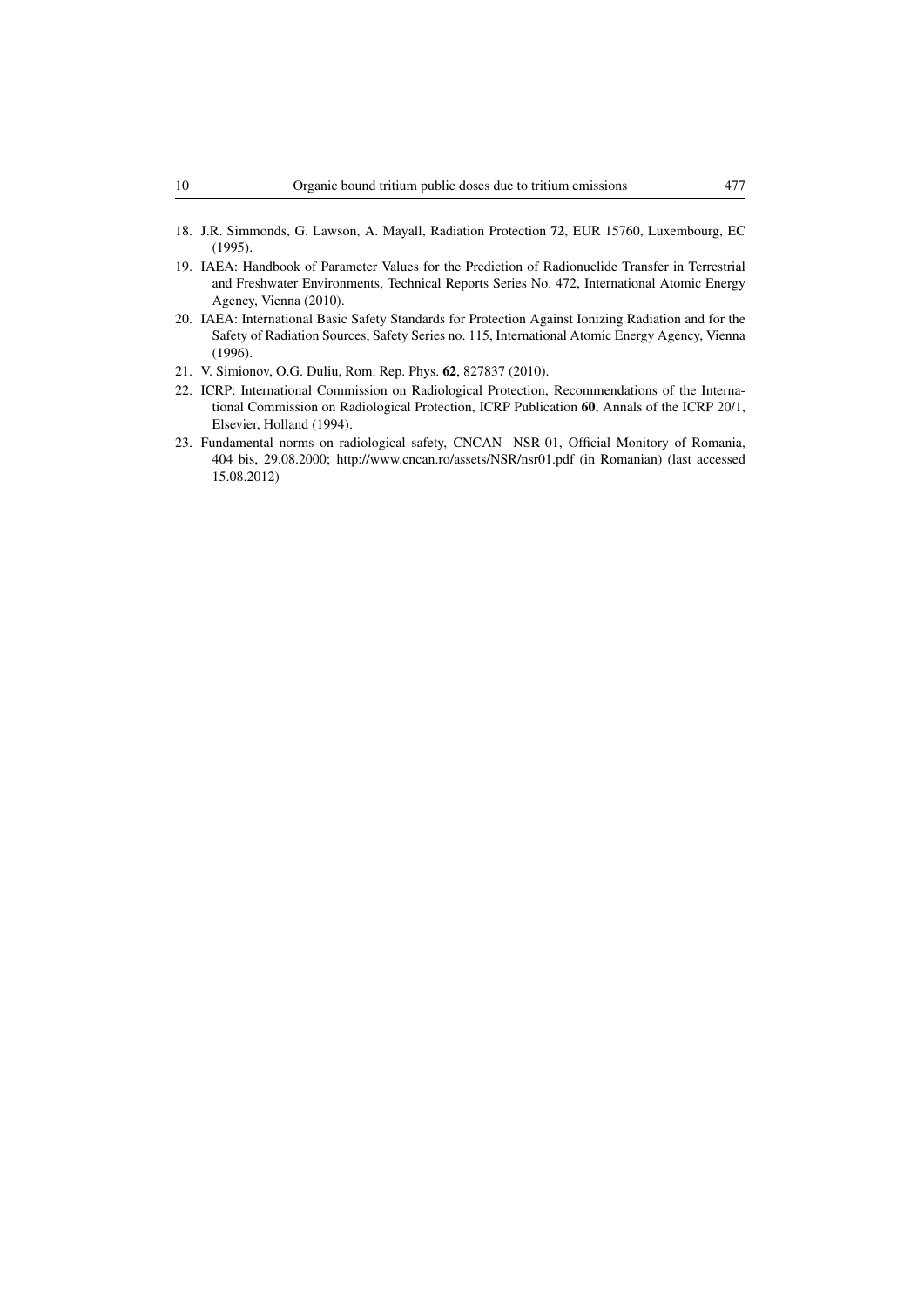18. J.R. Simmonds, G. Lawson, A. Mayall, Radiation Protection **72**, EUR 15760, Luxembourg, EC (1995).
19. IAEA: Handbook of Parameter Values for the Prediction of Radionuclide Transfer in Terrestrial and Freshwater Environments, Technical Reports Series No. 472, International Atomic Energy Agency, Vienna (2010).
20. IAEA: International Basic Safety Standards for Protection Against Ionizing Radiation and for the Safety of Radiation Sources, Safety Series no. 115, International Atomic Energy Agency, Vienna (1996).
21. V. Simionov, O.G. Duliu, Rom. Rep. Phys. **62**, 827837 (2010).
22. ICRP: International Commission on Radiological Protection, Recommendations of the International Commission on Radiological Protection, ICRP Publication **60**, Annals of the ICRP 20/1, Elsevier, Holland (1994).
23. Fundamental norms on radiological safety, CNCAN NSR-01, Official Monitory of Romania, 404 bis, 29.08.2000; http://www.cncan.ro/assets/NSR/nsr01.pdf (in Romanian) (last accessed 15.08.2012)